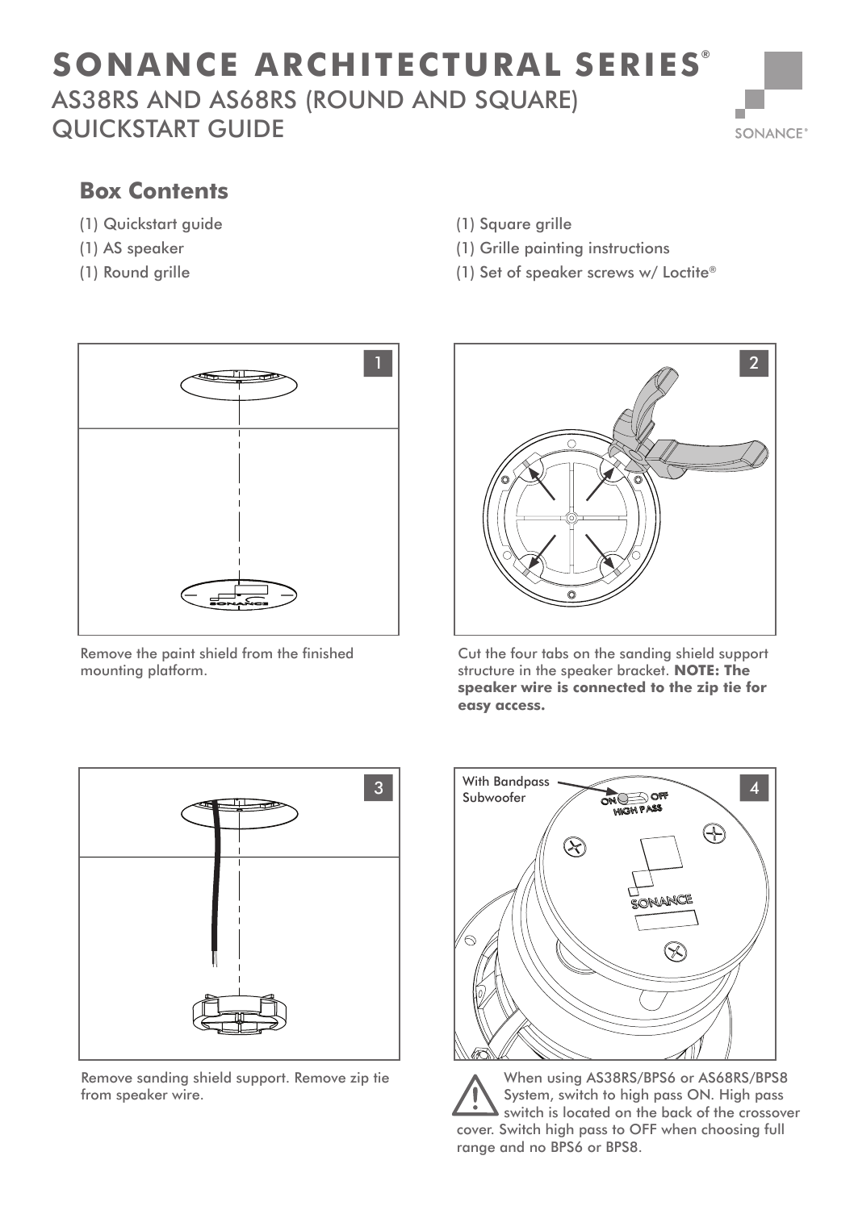# SONANCE ARCHITECTURAL SERIES®

## AS38RS AND AS68RS (ROUND AND SQUARE) QUICKSTART GUIDE

### Box Contents

- (1) Quickstart guide
- (1) AS speaker
- (1) Round grille
- (1) Square grille
- (1) Grille painting instructions
- (1) Set of speaker screws w/ Loctite®

**1**

Remove the paint shield from the finished mounting platform.

**2**

Cut the four tabs on the sanding shield support structure in the speaker bracket. **NOTE: The speaker wire is connected to the zip tie for easy access.**

**3**

Remove sanding shield support. Remove zip tie from speaker wire.

**4**

With Bandpass Subwoofer

ON OFF HIGH PASS

⚠ When using AS38RS/BPS6 or AS68RS/BPS8 System, switch to high pass ON. High pass switch is located on the back of the crossover cover. Switch high pass to OFF when choosing full range and no BPS6 or BPS8.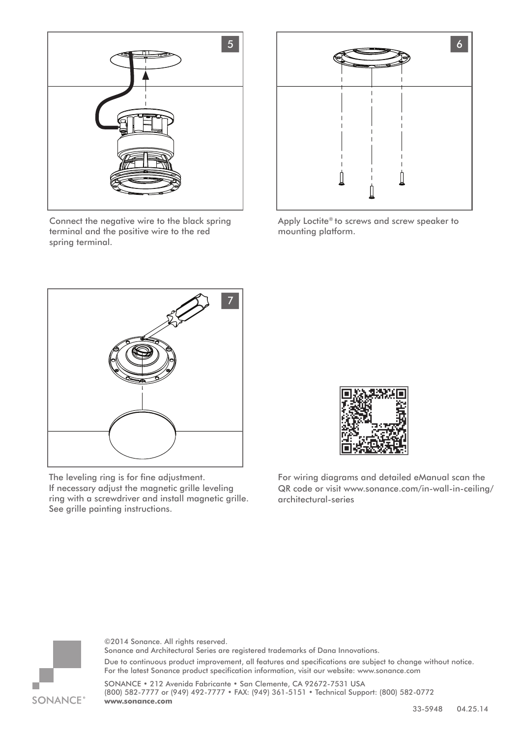5

Connect the negative wire to the black spring terminal and the positive wire to the red spring terminal.

6

Apply Loctite® to screws and screw speaker to mounting platform.

7

The leveling ring is for fine adjustment.
If necessary adjust the magnetic grille leveling ring with a screwdriver and install magnetic grille. See grille painting instructions.

For wiring diagrams and detailed eManual scan the QR code or visit www.sonance.com/in-wall-in-ceiling/architectural-series

©2014 Sonance. All rights reserved.
Sonance and Architectural Series are registered trademarks of Dana Innovations.

Due to continuous product improvement, all features and specifications are subject to change without notice.
For the latest Sonance product specification information, visit our website: www.sonance.com

SONANCE • 212 Avenida Fabricante • San Clemente, CA 92672-7531 USA
(800) 582-7777 or (949) 492-7777 • FAX: (949) 361-5151 • Technical Support: (800) 582-0772
**www.sonance.com**

SONANCE®

33-5948 04.25.14